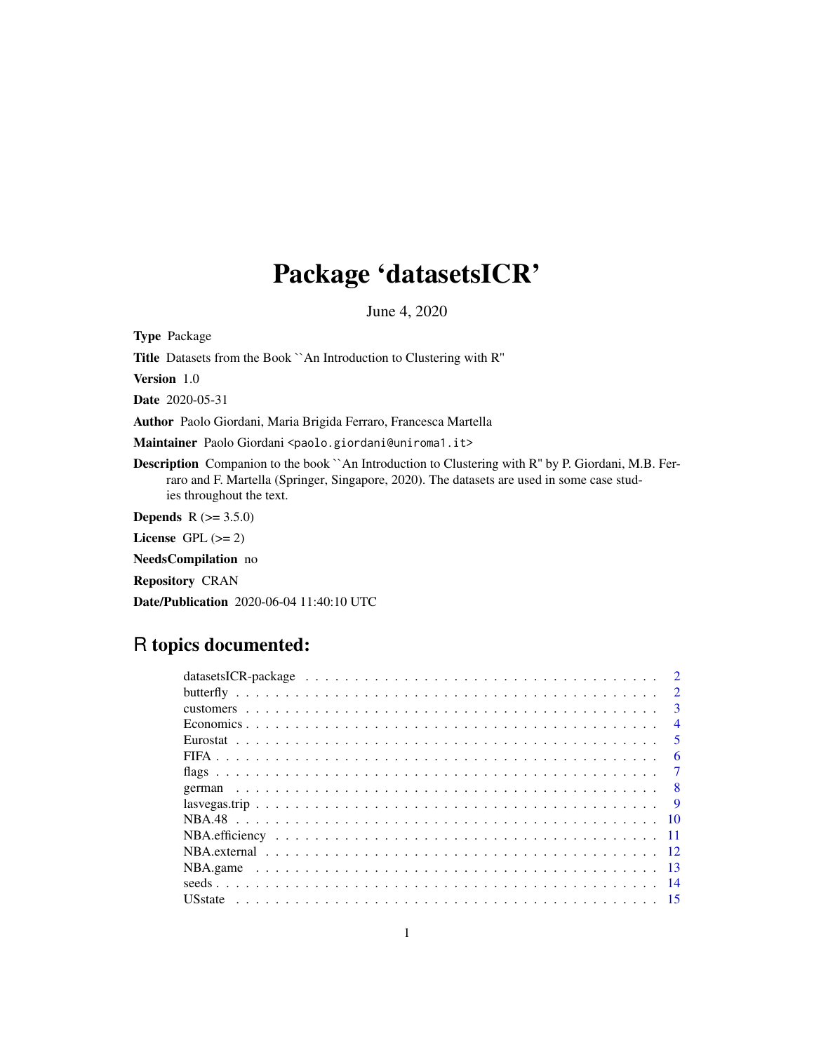# Package 'datasetsICR'

June 4, 2020

**Type** Package

**Title** Datasets from the Book ``An Introduction to Clustering with R''

**Version** 1.0

**Date** 2020-05-31

**Author** Paolo Giordani, Maria Brigida Ferraro, Francesca Martella

**Maintainer** Paolo Giordani <paolo.giordani@uniroma1.it>

**Description** Companion to the book ``An Introduction to Clustering with R'' by P. Giordani, M.B. Ferraro and F. Martella (Springer, Singapore, 2020). The datasets are used in some case studies throughout the text.

**Depends** R (>= 3.5.0)

**License** GPL (>= 2)

**NeedsCompilation** no

**Repository** CRAN

**Date/Publication** 2020-06-04 11:40:10 UTC

## R topics documented:

| | |
|---|---|
| datasetsICR-package | 2 |
| butterfly | 2 |
| customers | 3 |
| Economics | 4 |
| Eurostat | 5 |
| FIFA | 6 |
| flags | 7 |
| german | 8 |
| lasvegas.trip | 9 |
| NBA.48 | 10 |
| NBA.efficiency | 11 |
| NBA.external | 12 |
| NBA.game | 13 |
| seeds | 14 |
| USstate | 15 |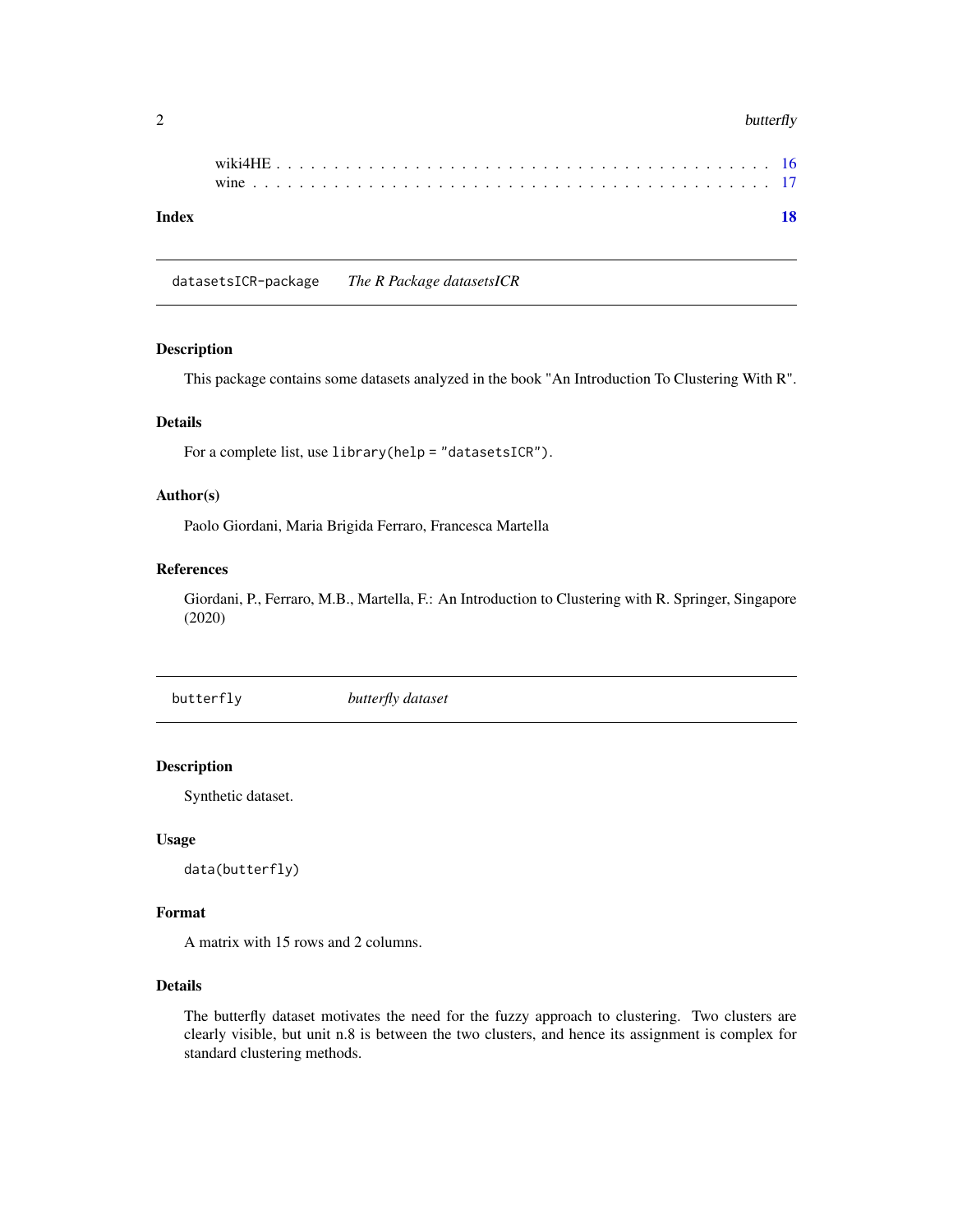wiki4HE . . . . . . . . . . . . . . . . . . . . . . . . . . . . . . . . . . . . . . . . . 16
wine . . . . . . . . . . . . . . . . . . . . . . . . . . . . . . . . . . . . . . . . . . . 17

**Index** **18**

---

`datasetsICR-package` *The R Package datasetsICR*

---

### Description

This package contains some datasets analyzed in the book "An Introduction To Clustering With R".

### Details

For a complete list, use `library(help = "datasetsICR")`.

### Author(s)

Paolo Giordani, Maria Brigida Ferraro, Francesca Martella

### References

Giordani, P., Ferraro, M.B., Martella, F.: An Introduction to Clustering with R. Springer, Singapore (2020)

---

`butterfly` *butterfly dataset*

---

### Description

Synthetic dataset.

### Usage

```
data(butterfly)
```

### Format

A matrix with 15 rows and 2 columns.

### Details

The butterfly dataset motivates the need for the fuzzy approach to clustering. Two clusters are clearly visible, but unit n.8 is between the two clusters, and hence its assignment is complex for standard clustering methods.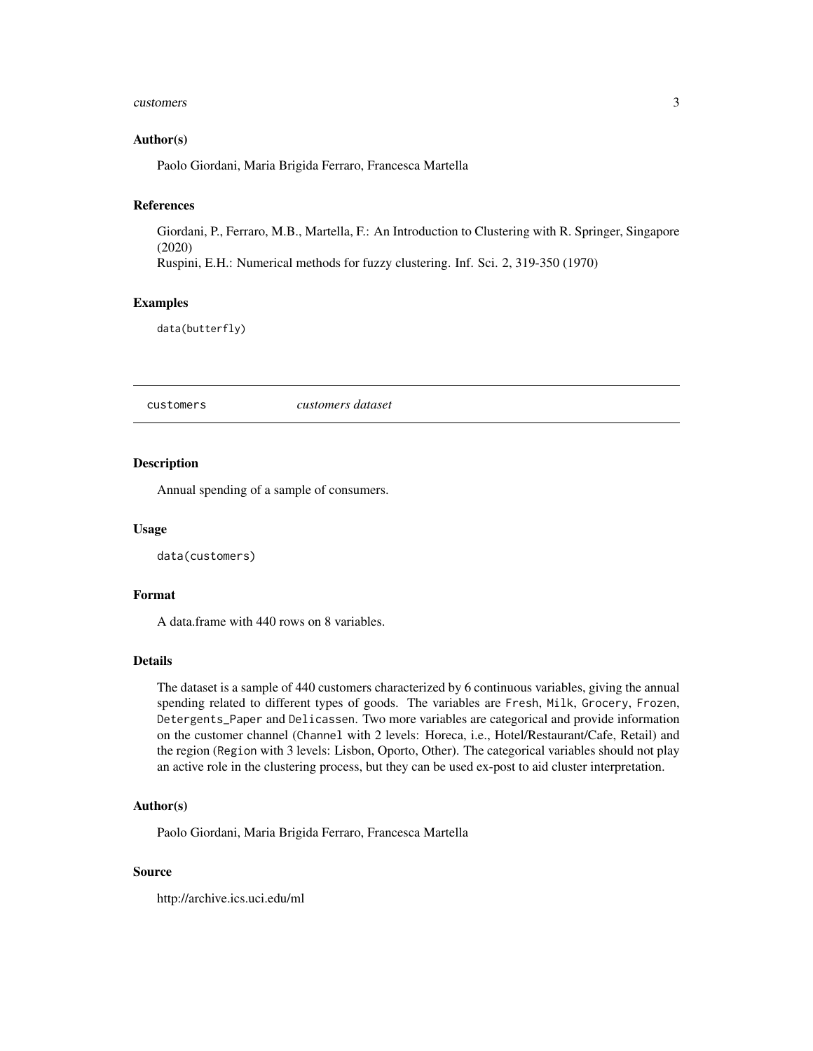## Author(s)

Paolo Giordani, Maria Brigida Ferraro, Francesca Martella

## References

Giordani, P., Ferraro, M.B., Martella, F.: An Introduction to Clustering with R. Springer, Singapore (2020)
Ruspini, E.H.: Numerical methods for fuzzy clustering. Inf. Sci. 2, 319-350 (1970)

## Examples

```
data(butterfly)
```

---

# customers *customers dataset*

---

## Description

Annual spending of a sample of consumers.

## Usage

```
data(customers)
```

## Format

A data.frame with 440 rows on 8 variables.

## Details

The dataset is a sample of 440 customers characterized by 6 continuous variables, giving the annual spending related to different types of goods. The variables are `Fresh`, `Milk`, `Grocery`, `Frozen`, `Detergents_Paper` and `Delicassen`. Two more variables are categorical and provide information on the customer channel (`Channel` with 2 levels: Horeca, i.e., Hotel/Restaurant/Cafe, Retail) and the region (`Region` with 3 levels: Lisbon, Oporto, Other). The categorical variables should not play an active role in the clustering process, but they can be used ex-post to aid cluster interpretation.

## Author(s)

Paolo Giordani, Maria Brigida Ferraro, Francesca Martella

## Source

http://archive.ics.uci.edu/ml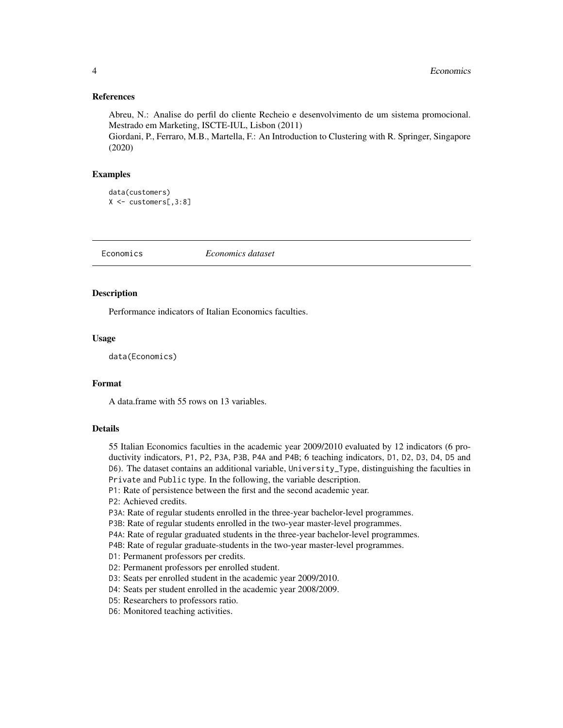### References

Abreu, N.: Analise do perfil do cliente Recheio e desenvolvimento de um sistema promocional. Mestrado em Marketing, ISCTE-IUL, Lisbon (2011)
Giordani, P., Ferraro, M.B., Martella, F.: An Introduction to Clustering with R. Springer, Singapore (2020)

### Examples

```
data(customers)
X <- customers[,3:8]
```

---

## Economics    *Economics dataset*

---

### Description

Performance indicators of Italian Economics faculties.

### Usage

```
data(Economics)
```

### Format

A data.frame with 55 rows on 13 variables.

### Details

55 Italian Economics faculties in the academic year 2009/2010 evaluated by 12 indicators (6 productivity indicators, `P1`, `P2`, `P3A`, `P3B`, `P4A` and `P4B`; 6 teaching indicators, `D1`, `D2`, `D3`, `D4`, `D5` and `D6`). The dataset contains an additional variable, `University_Type`, distinguishing the faculties in `Private` and `Public` type. In the following, the variable description.
`P1`: Rate of persistence between the first and the second academic year.
`P2`: Achieved credits.
`P3A`: Rate of regular students enrolled in the three-year bachelor-level programmes.
`P3B`: Rate of regular students enrolled in the two-year master-level programmes.
`P4A`: Rate of regular graduated students in the three-year bachelor-level programmes.
`P4B`: Rate of regular graduate-students in the two-year master-level programmes.
`D1`: Permanent professors per credits.
`D2`: Permanent professors per enrolled student.
`D3`: Seats per enrolled student in the academic year 2009/2010.
`D4`: Seats per student enrolled in the academic year 2008/2009.
`D5`: Researchers to professors ratio.
`D6`: Monitored teaching activities.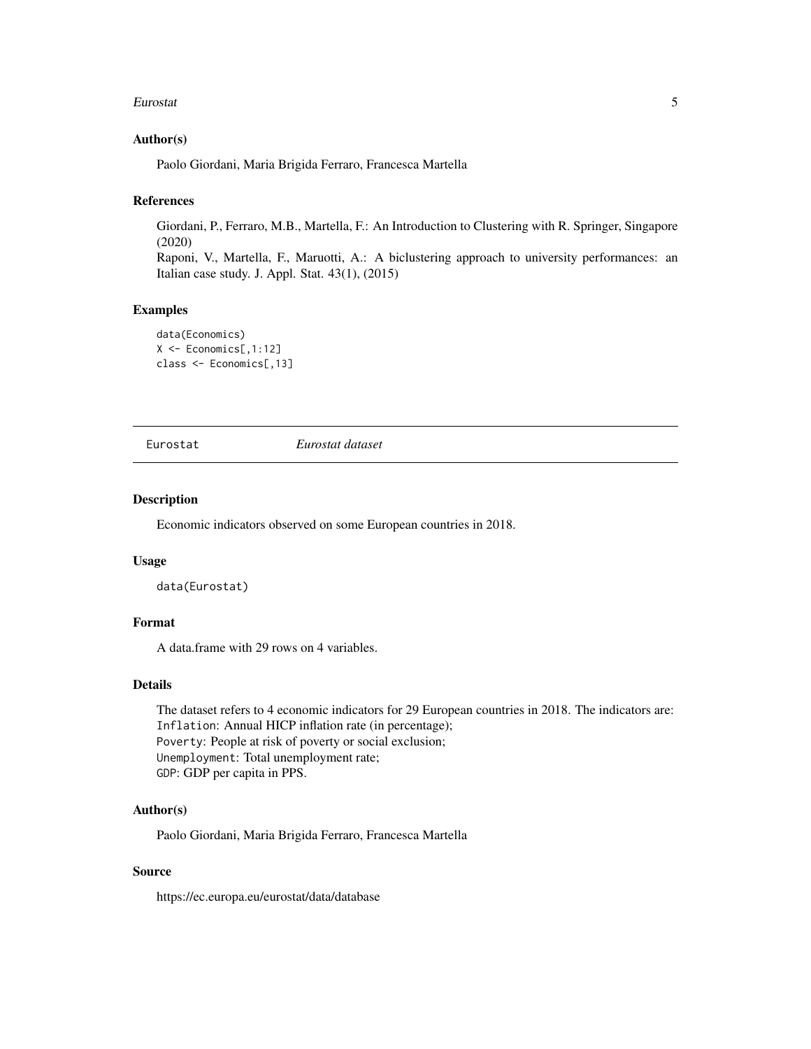### Author(s)

Paolo Giordani, Maria Brigida Ferraro, Francesca Martella

### References

Giordani, P., Ferraro, M.B., Martella, F.: An Introduction to Clustering with R. Springer, Singapore (2020)
Raponi, V., Martella, F., Maruotti, A.: A biclustering approach to university performances: an Italian case study. J. Appl. Stat. 43(1), (2015)

### Examples

```
data(Economics)
X <- Economics[,1:12]
class <- Economics[,13]
```

---

## Eurostat *Eurostat dataset*

---

### Description

Economic indicators observed on some European countries in 2018.

### Usage

```
data(Eurostat)
```

### Format

A data.frame with 29 rows on 4 variables.

### Details

The dataset refers to 4 economic indicators for 29 European countries in 2018. The indicators are:
`Inflation`: Annual HICP inflation rate (in percentage);
`Poverty`: People at risk of poverty or social exclusion;
`Unemployment`: Total unemployment rate;
`GDP`: GDP per capita in PPS.

### Author(s)

Paolo Giordani, Maria Brigida Ferraro, Francesca Martella

### Source

https://ec.europa.eu/eurostat/data/database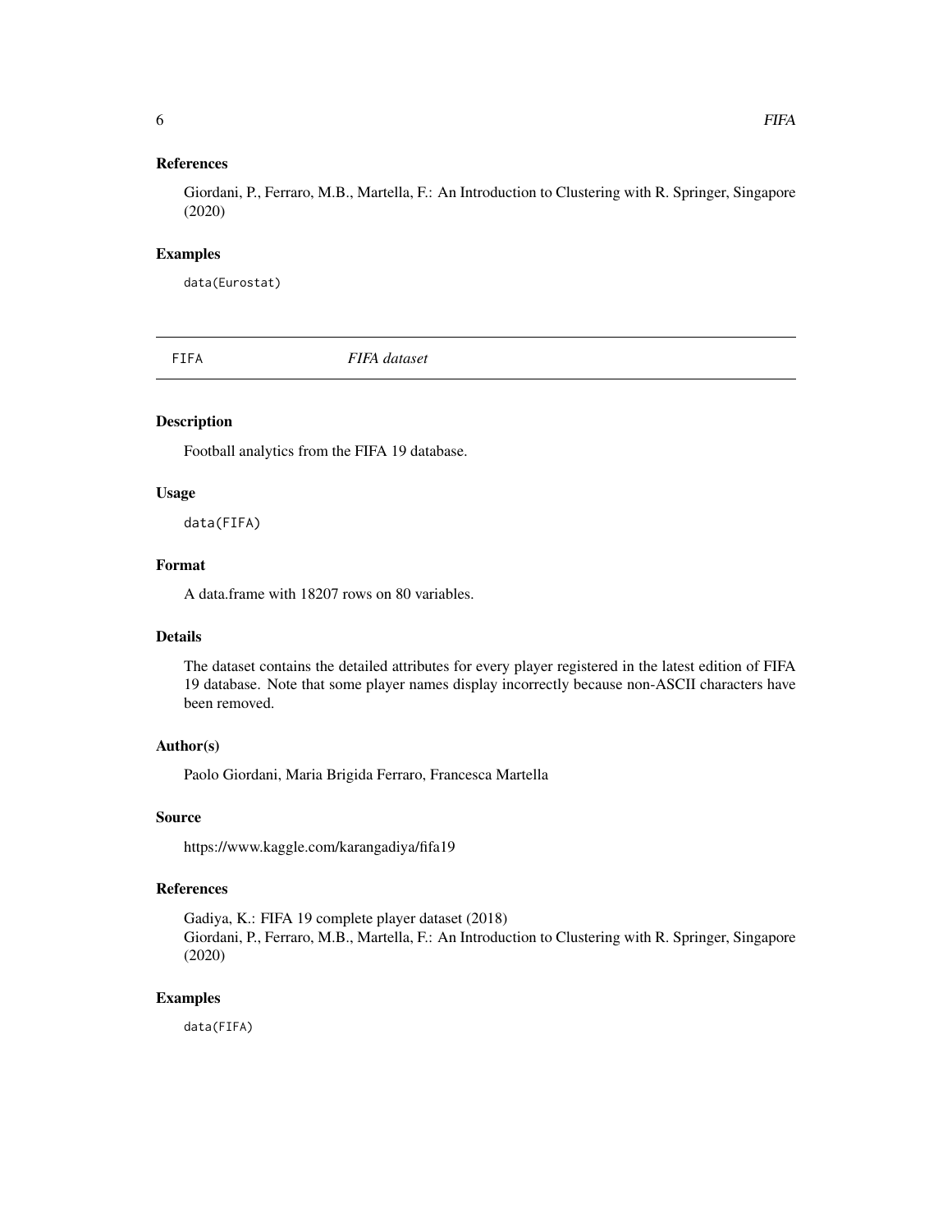### References

Giordani, P., Ferraro, M.B., Martella, F.: An Introduction to Clustering with R. Springer, Singapore (2020)

### Examples

```
data(Eurostat)
```

---

## FIFA *FIFA dataset*

---

### Description

Football analytics from the FIFA 19 database.

### Usage

```
data(FIFA)
```

### Format

A data.frame with 18207 rows on 80 variables.

### Details

The dataset contains the detailed attributes for every player registered in the latest edition of FIFA 19 database. Note that some player names display incorrectly because non-ASCII characters have been removed.

### Author(s)

Paolo Giordani, Maria Brigida Ferraro, Francesca Martella

### Source

https://www.kaggle.com/karangadiya/fifa19

### References

Gadiya, K.: FIFA 19 complete player dataset (2018)
Giordani, P., Ferraro, M.B., Martella, F.: An Introduction to Clustering with R. Springer, Singapore (2020)

### Examples

```
data(FIFA)
```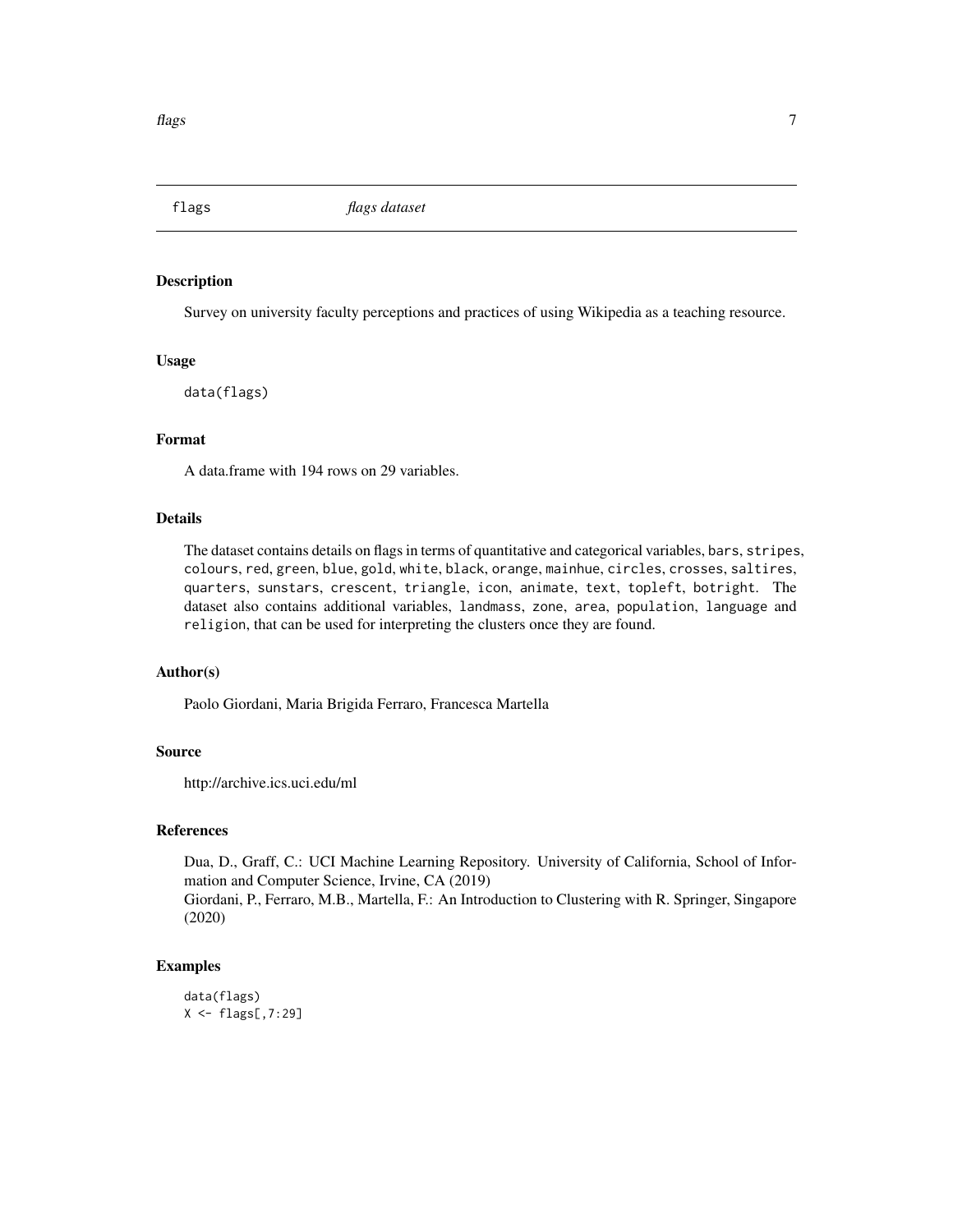flags *flags dataset*

## Description

Survey on university faculty perceptions and practices of using Wikipedia as a teaching resource.

## Usage

```
data(flags)
```

## Format

A data.frame with 194 rows on 29 variables.

## Details

The dataset contains details on flags in terms of quantitative and categorical variables, `bars`, `stripes`, `colours`, `red`, `green`, `blue`, `gold`, `white`, `black`, `orange`, `mainhue`, `circles`, `crosses`, `saltires`, `quarters`, `sunstars`, `crescent`, `triangle`, `icon`, `animate`, `text`, `topleft`, `botright`. The dataset also contains additional variables, `landmass`, `zone`, `area`, `population`, `language` and `religion`, that can be used for interpreting the clusters once they are found.

## Author(s)

Paolo Giordani, Maria Brigida Ferraro, Francesca Martella

## Source

http://archive.ics.uci.edu/ml

## References

Dua, D., Graff, C.: UCI Machine Learning Repository. University of California, School of Information and Computer Science, Irvine, CA (2019)
Giordani, P., Ferraro, M.B., Martella, F.: An Introduction to Clustering with R. Springer, Singapore (2020)

## Examples

```
data(flags)
X <- flags[,7:29]
```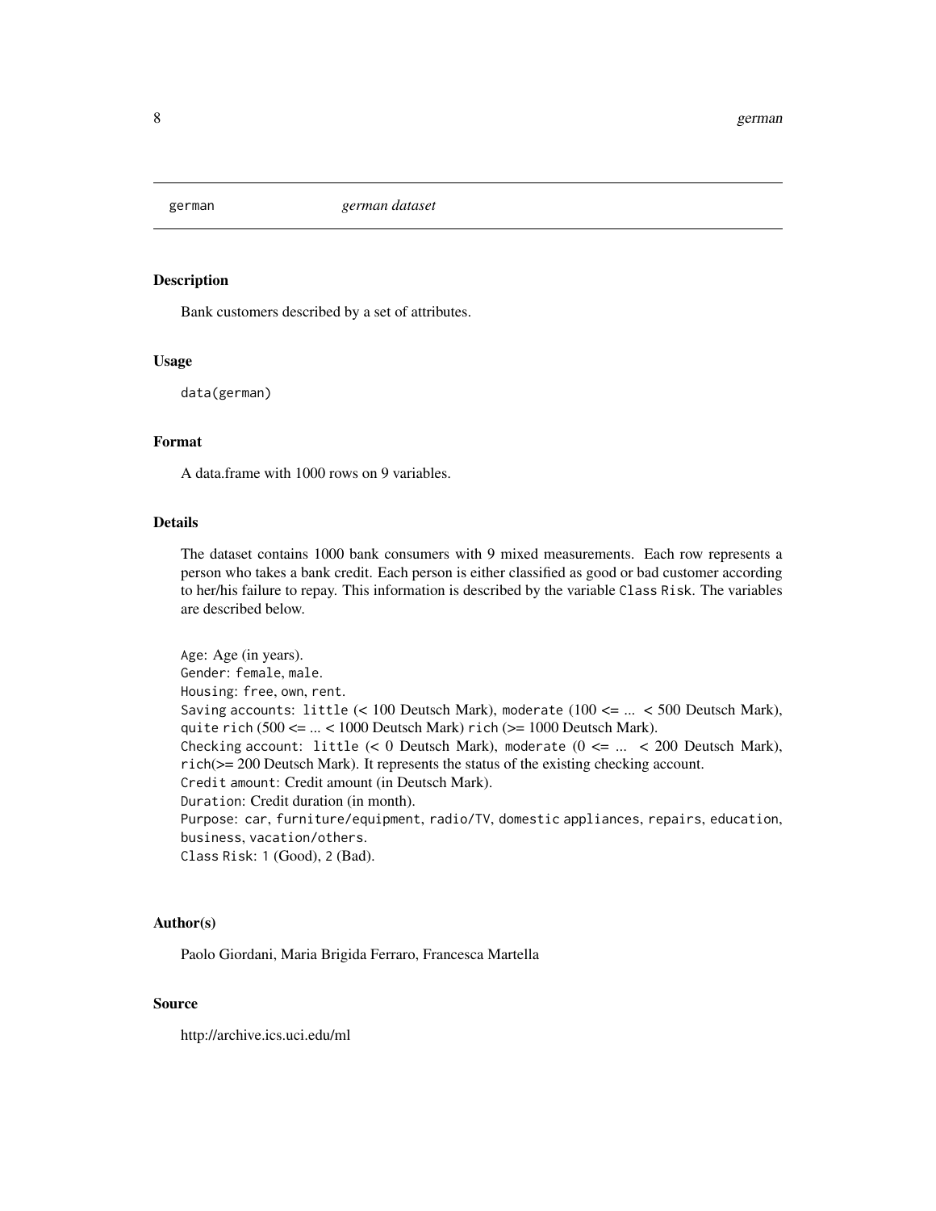`german` *german dataset*

## Description

Bank customers described by a set of attributes.

## Usage

```
data(german)
```

## Format

A data.frame with 1000 rows on 9 variables.

## Details

The dataset contains 1000 bank consumers with 9 mixed measurements. Each row represents a person who takes a bank credit. Each person is either classified as good or bad customer according to her/his failure to repay. This information is described by the variable `Class Risk`. The variables are described below.

`Age`: Age (in years).
`Gender`: `female`, `male`.
`Housing`: `free`, `own`, `rent`.
`Saving accounts`: `little` (< 100 Deutsch Mark), `moderate` (100 <= ... < 500 Deutsch Mark), `quite rich` (500 <= ... < 1000 Deutsch Mark) `rich` (>= 1000 Deutsch Mark).
`Checking account`: `little` (< 0 Deutsch Mark), `moderate` (0 <= ... < 200 Deutsch Mark), `rich`(>= 200 Deutsch Mark). It represents the status of the existing checking account.
`Credit amount`: Credit amount (in Deutsch Mark).
`Duration`: Credit duration (in month).
`Purpose`: `car`, `furniture/equipment`, `radio/TV`, `domestic appliances`, `repairs`, `education`, `business`, `vacation/others`.
`Class Risk`: `1` (Good), `2` (Bad).

## Author(s)

Paolo Giordani, Maria Brigida Ferraro, Francesca Martella

## Source

http://archive.ics.uci.edu/ml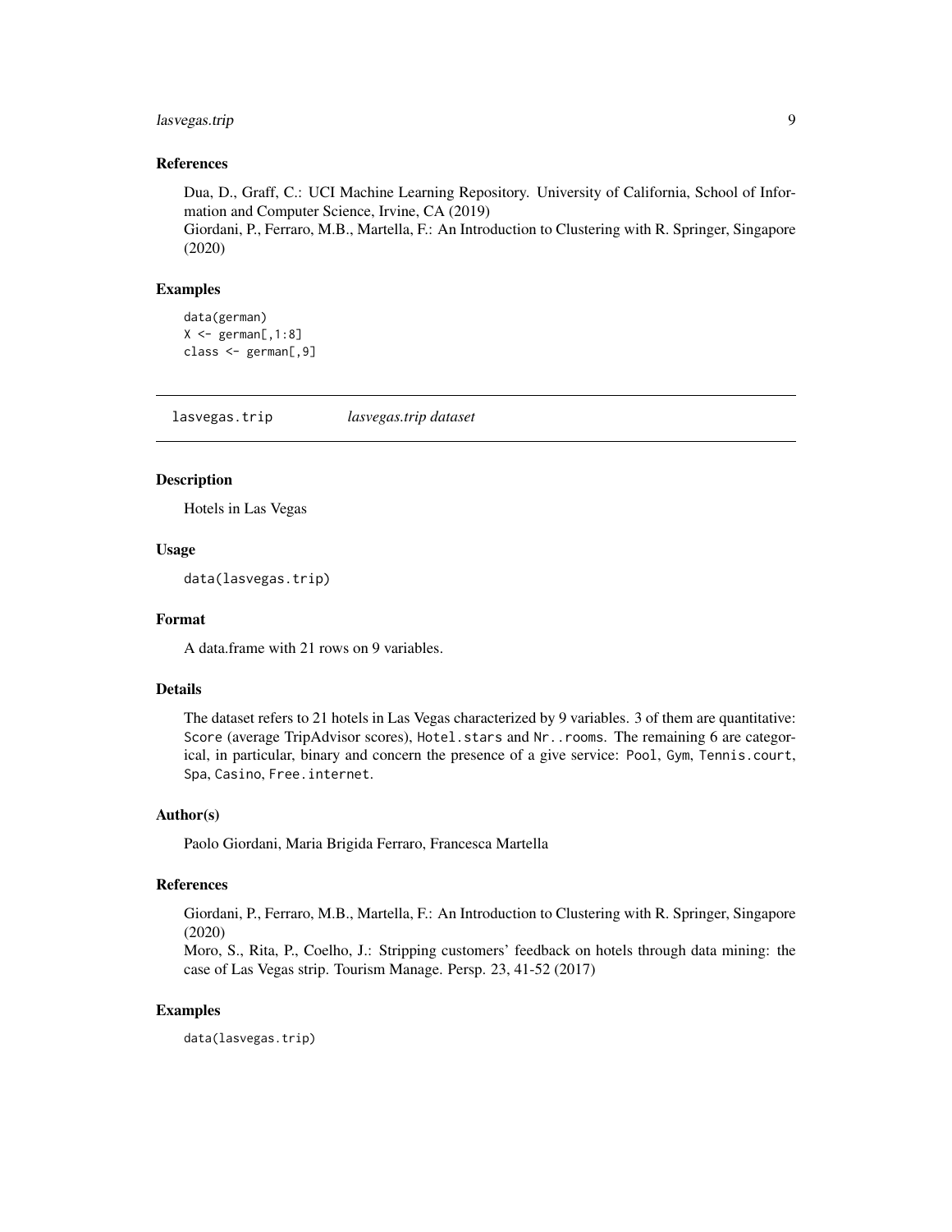### References

Dua, D., Graff, C.: UCI Machine Learning Repository. University of California, School of Information and Computer Science, Irvine, CA (2019)
Giordani, P., Ferraro, M.B., Martella, F.: An Introduction to Clustering with R. Springer, Singapore (2020)

### Examples

```
data(german)
X <- german[,1:8]
class <- german[,9]
```

---

## lasvegas.trip *lasvegas.trip dataset*

---

### Description

Hotels in Las Vegas

### Usage

```
data(lasvegas.trip)
```

### Format

A data.frame with 21 rows on 9 variables.

### Details

The dataset refers to 21 hotels in Las Vegas characterized by 9 variables. 3 of them are quantitative: `Score` (average TripAdvisor scores), `Hotel.stars` and `Nr..rooms`. The remaining 6 are categorical, in particular, binary and concern the presence of a give service: `Pool`, `Gym`, `Tennis.court`, `Spa`, `Casino`, `Free.internet`.

### Author(s)

Paolo Giordani, Maria Brigida Ferraro, Francesca Martella

### References

Giordani, P., Ferraro, M.B., Martella, F.: An Introduction to Clustering with R. Springer, Singapore (2020)
Moro, S., Rita, P., Coelho, J.: Stripping customers' feedback on hotels through data mining: the case of Las Vegas strip. Tourism Manage. Persp. 23, 41-52 (2017)

### Examples

```
data(lasvegas.trip)
```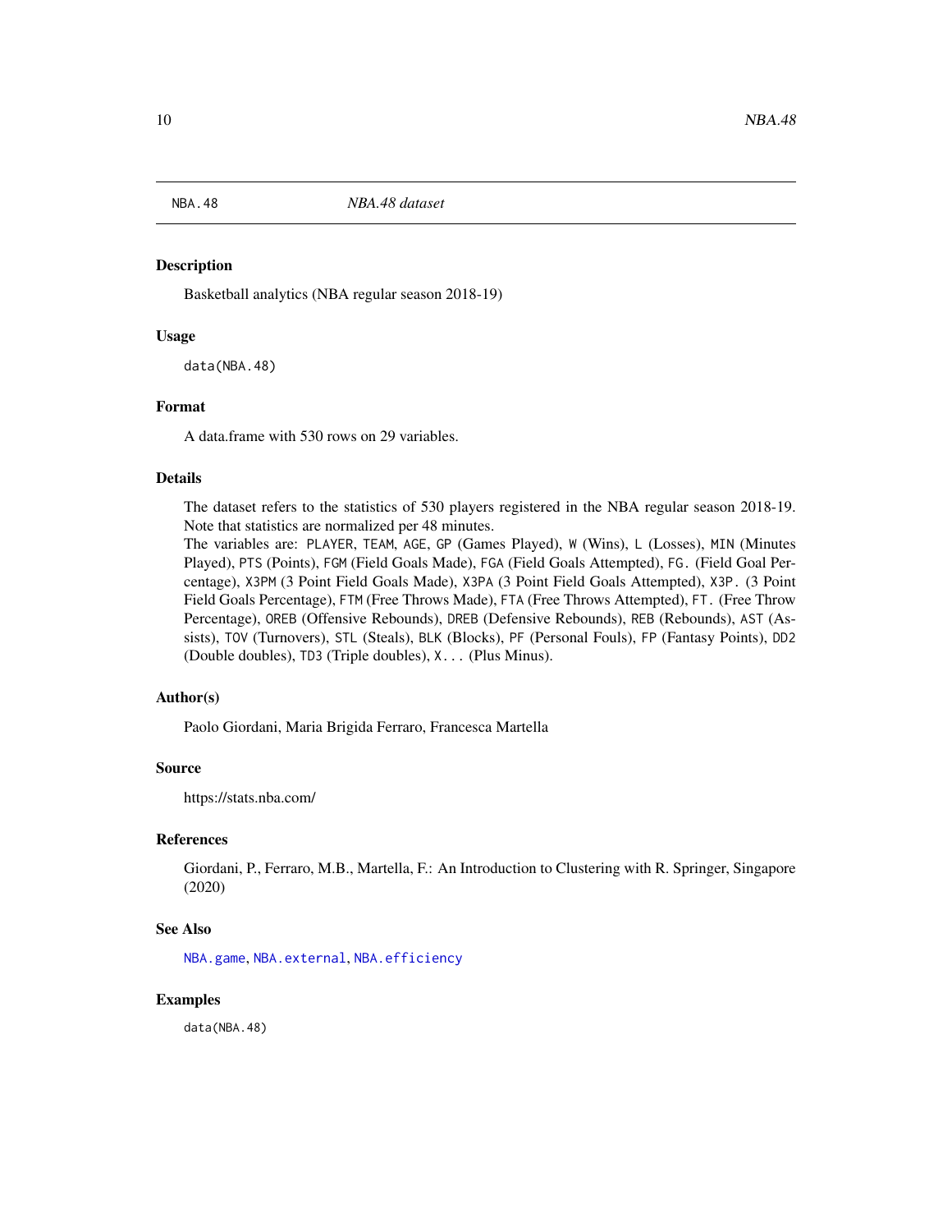NBA.48 *NBA.48 dataset*

## Description

Basketball analytics (NBA regular season 2018-19)

## Usage

```
data(NBA.48)
```

## Format

A data.frame with 530 rows on 29 variables.

## Details

The dataset refers to the statistics of 530 players registered in the NBA regular season 2018-19. Note that statistics are normalized per 48 minutes.
The variables are: `PLAYER`, `TEAM`, `AGE`, `GP` (Games Played), `W` (Wins), `L` (Losses), `MIN` (Minutes Played), `PTS` (Points), `FGM` (Field Goals Made), `FGA` (Field Goals Attempted), `FG.` (Field Goal Percentage), `X3PM` (3 Point Field Goals Made), `X3PA` (3 Point Field Goals Attempted), `X3P.` (3 Point Field Goals Percentage), `FTM` (Free Throws Made), `FTA` (Free Throws Attempted), `FT.` (Free Throw Percentage), `OREB` (Offensive Rebounds), `DREB` (Defensive Rebounds), `REB` (Rebounds), `AST` (Assists), `TOV` (Turnovers), `STL` (Steals), `BLK` (Blocks), `PF` (Personal Fouls), `FP` (Fantasy Points), `DD2` (Double doubles), `TD3` (Triple doubles), `X...` (Plus Minus).

## Author(s)

Paolo Giordani, Maria Brigida Ferraro, Francesca Martella

## Source

https://stats.nba.com/

## References

Giordani, P., Ferraro, M.B., Martella, F.: An Introduction to Clustering with R. Springer, Singapore (2020)

## See Also

`NBA.game`, `NBA.external`, `NBA.efficiency`

## Examples

```
data(NBA.48)
```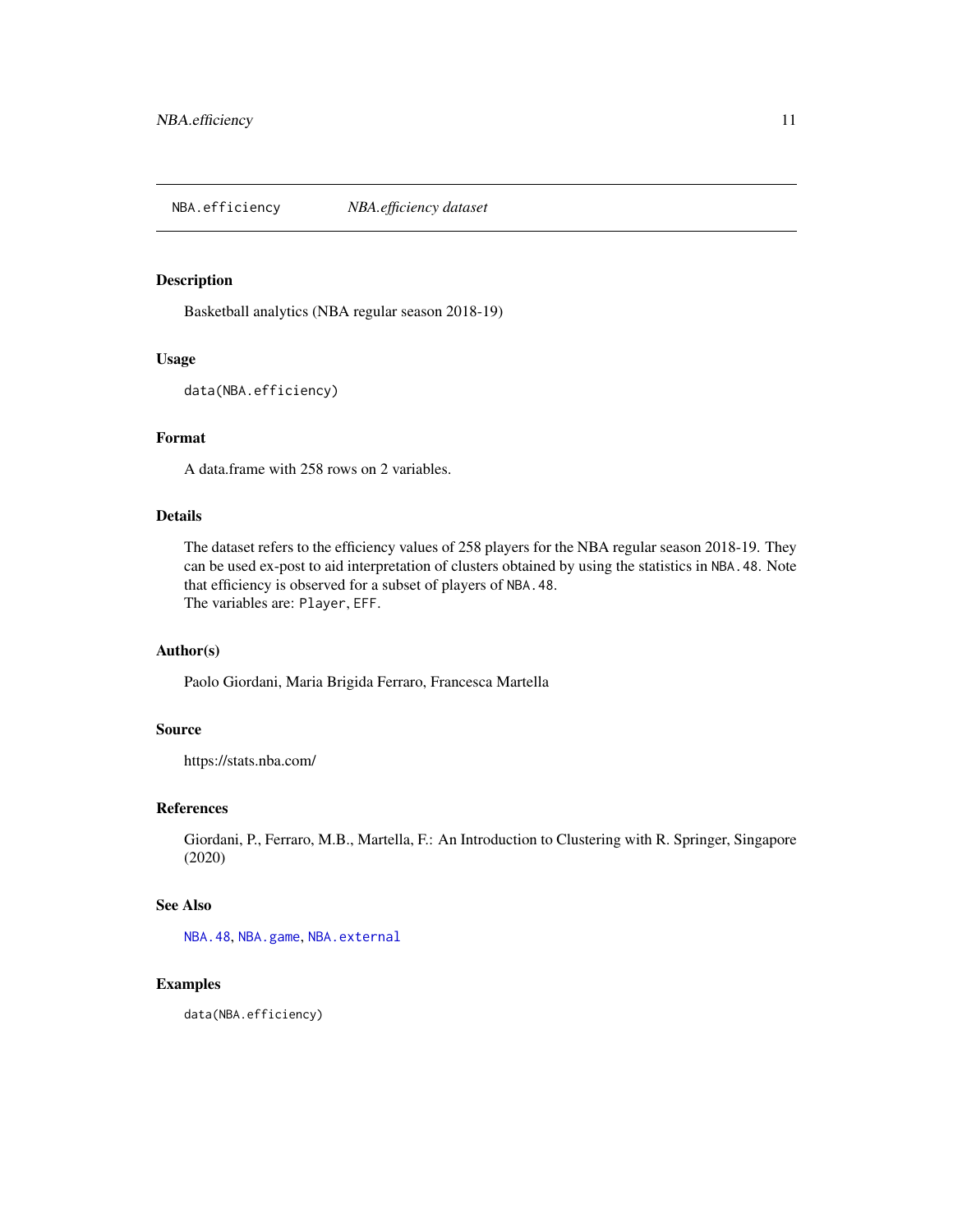NBA.efficiency &emsp; *NBA.efficiency dataset*

## Description

Basketball analytics (NBA regular season 2018-19)

## Usage

```
data(NBA.efficiency)
```

## Format

A data.frame with 258 rows on 2 variables.

## Details

The dataset refers to the efficiency values of 258 players for the NBA regular season 2018-19. They can be used ex-post to aid interpretation of clusters obtained by using the statistics in `NBA.48`. Note that efficiency is observed for a subset of players of `NBA.48`.
The variables are: `Player`, `EFF`.

## Author(s)

Paolo Giordani, Maria Brigida Ferraro, Francesca Martella

## Source

https://stats.nba.com/

## References

Giordani, P., Ferraro, M.B., Martella, F.: An Introduction to Clustering with R. Springer, Singapore (2020)

## See Also

`NBA.48`, `NBA.game`, `NBA.external`

## Examples

```
data(NBA.efficiency)
```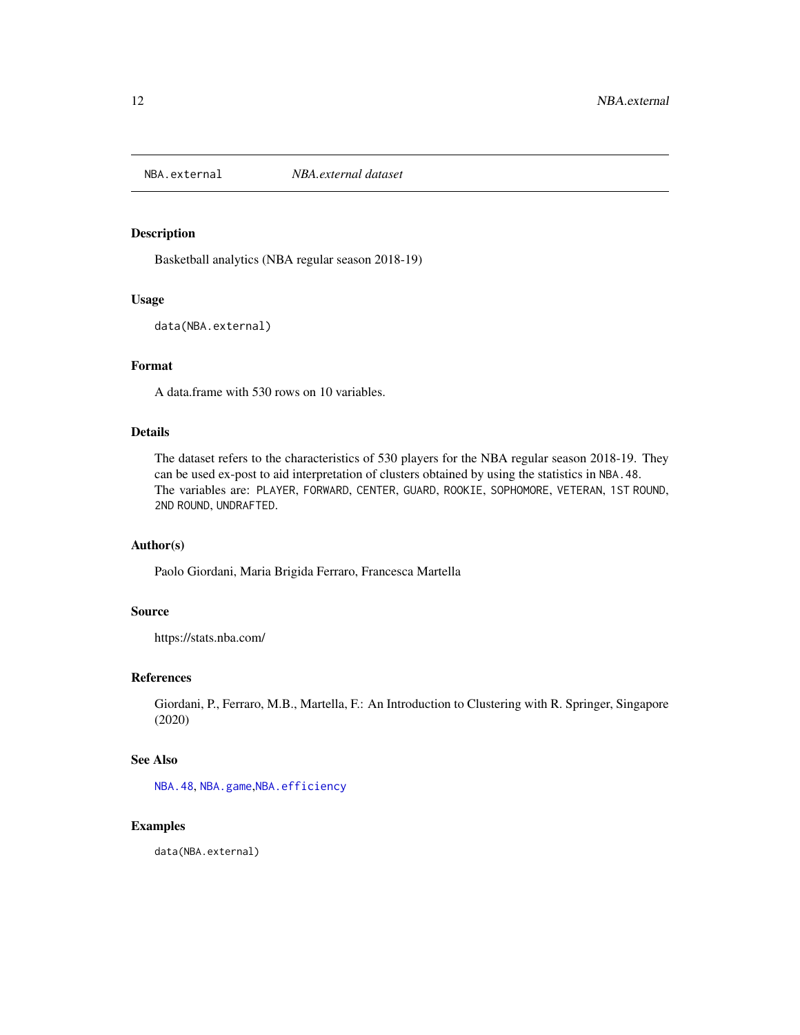NBA.external &emsp; *NBA.external dataset*

### Description

Basketball analytics (NBA regular season 2018-19)

### Usage

```
data(NBA.external)
```

### Format

A data.frame with 530 rows on 10 variables.

### Details

The dataset refers to the characteristics of 530 players for the NBA regular season 2018-19. They can be used ex-post to aid interpretation of clusters obtained by using the statistics in `NBA.48`. The variables are: `PLAYER`, `FORWARD`, `CENTER`, `GUARD`, `ROOKIE`, `SOPHOMORE`, `VETERAN`, `1ST ROUND`, `2ND ROUND`, `UNDRAFTED`.

### Author(s)

Paolo Giordani, Maria Brigida Ferraro, Francesca Martella

### Source

https://stats.nba.com/

### References

Giordani, P., Ferraro, M.B., Martella, F.: An Introduction to Clustering with R. Springer, Singapore (2020)

### See Also

`NBA.48`, `NBA.game`,`NBA.efficiency`

### Examples

```
data(NBA.external)
```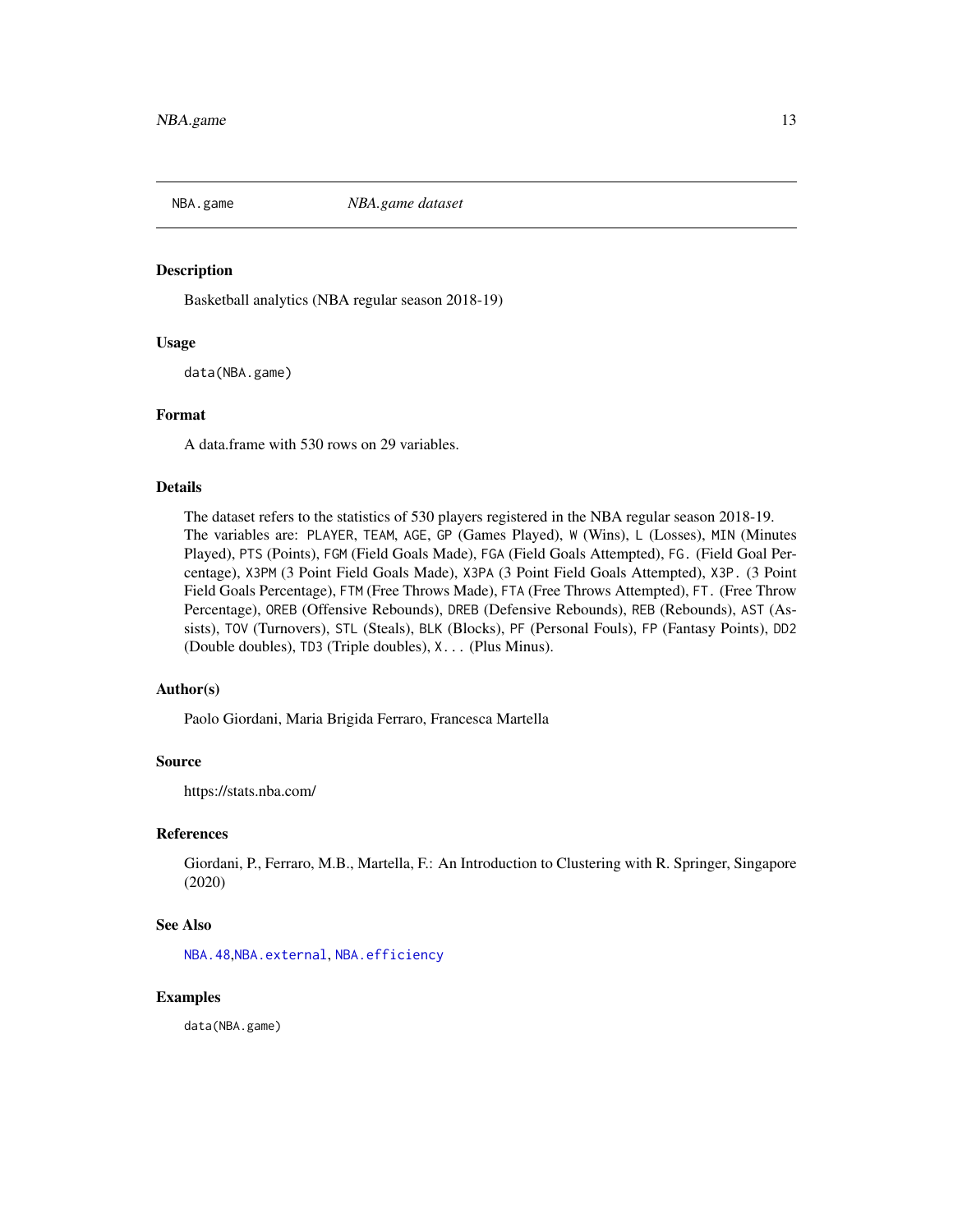NBA.game *NBA.game dataset*

## Description

Basketball analytics (NBA regular season 2018-19)

## Usage

```
data(NBA.game)
```

## Format

A data.frame with 530 rows on 29 variables.

## Details

The dataset refers to the statistics of 530 players registered in the NBA regular season 2018-19. The variables are: `PLAYER`, `TEAM`, `AGE`, `GP` (Games Played), `W` (Wins), `L` (Losses), `MIN` (Minutes Played), `PTS` (Points), `FGM` (Field Goals Made), `FGA` (Field Goals Attempted), `FG.` (Field Goal Percentage), `X3PM` (3 Point Field Goals Made), `X3PA` (3 Point Field Goals Attempted), `X3P.` (3 Point Field Goals Percentage), `FTM` (Free Throws Made), `FTA` (Free Throws Attempted), `FT.` (Free Throw Percentage), `OREB` (Offensive Rebounds), `DREB` (Defensive Rebounds), `REB` (Rebounds), `AST` (Assists), `TOV` (Turnovers), `STL` (Steals), `BLK` (Blocks), `PF` (Personal Fouls), `FP` (Fantasy Points), `DD2` (Double doubles), `TD3` (Triple doubles), `X...` (Plus Minus).

## Author(s)

Paolo Giordani, Maria Brigida Ferraro, Francesca Martella

## Source

https://stats.nba.com/

## References

Giordani, P., Ferraro, M.B., Martella, F.: An Introduction to Clustering with R. Springer, Singapore (2020)

## See Also

`NBA.48`,`NBA.external`, `NBA.efficiency`

## Examples

```
data(NBA.game)
```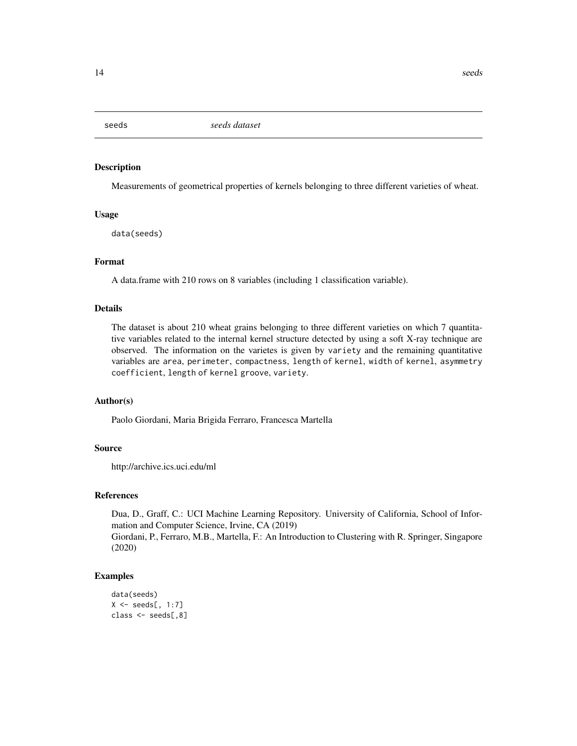# seeds *seeds dataset*

## Description

Measurements of geometrical properties of kernels belonging to three different varieties of wheat.

## Usage

```
data(seeds)
```

## Format

A data.frame with 210 rows on 8 variables (including 1 classification variable).

## Details

The dataset is about 210 wheat grains belonging to three different varieties on which 7 quantitative variables related to the internal kernel structure detected by using a soft X-ray technique are observed. The information on the varietes is given by `variety` and the remaining quantitative variables are `area`, `perimeter`, `compactness`, `length` of `kernel`, `width` of `kernel`, `asymmetry coefficient`, `length` of `kernel` groove, `variety`.

## Author(s)

Paolo Giordani, Maria Brigida Ferraro, Francesca Martella

## Source

http://archive.ics.uci.edu/ml

## References

Dua, D., Graff, C.: UCI Machine Learning Repository. University of California, School of Information and Computer Science, Irvine, CA (2019)
Giordani, P., Ferraro, M.B., Martella, F.: An Introduction to Clustering with R. Springer, Singapore (2020)

## Examples

```
data(seeds)
X <- seeds[, 1:7]
class <- seeds[,8]
```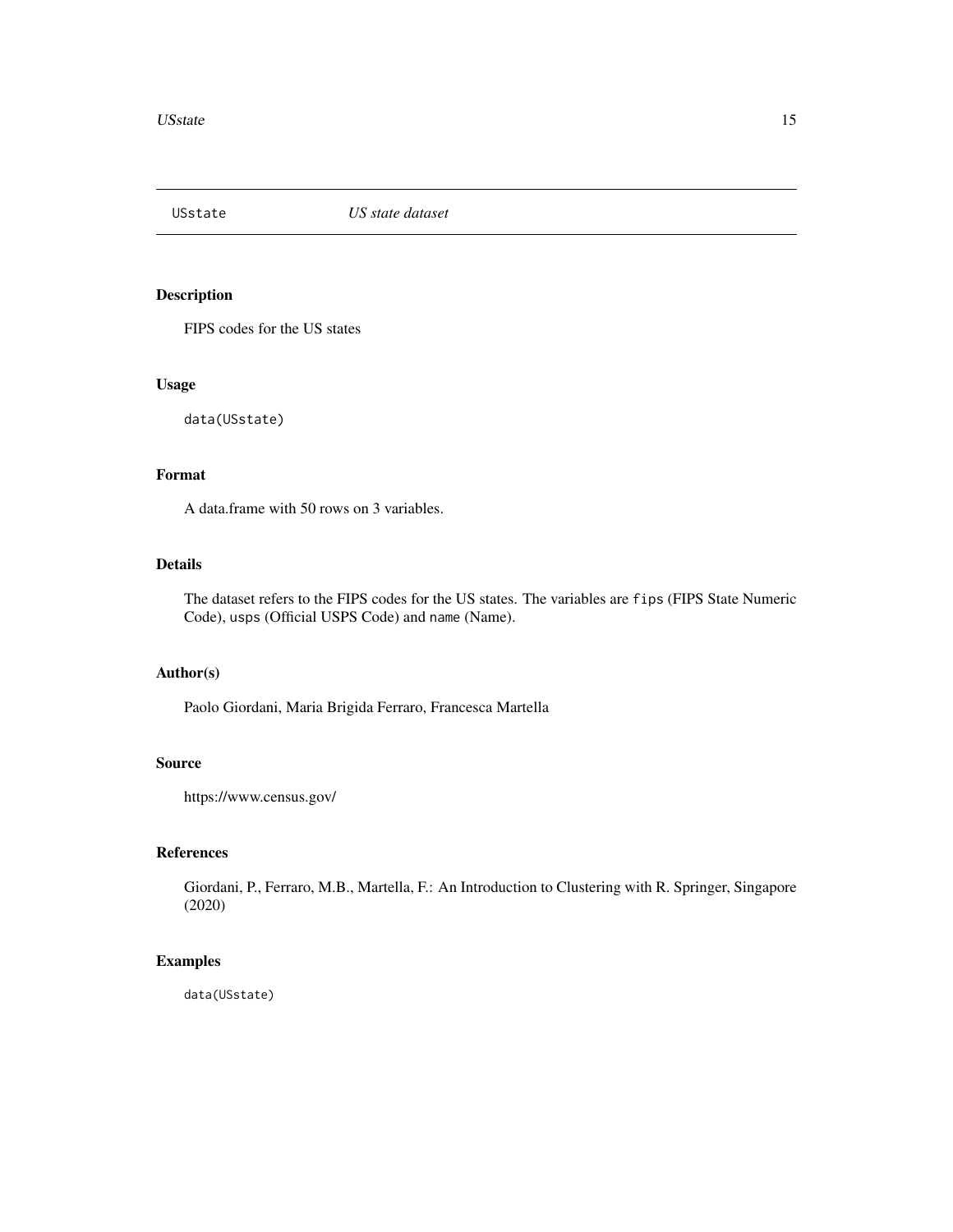# USstate — *US state dataset*

## Description

FIPS codes for the US states

## Usage

```
data(USstate)
```

## Format

A data.frame with 50 rows on 3 variables.

## Details

The dataset refers to the FIPS codes for the US states. The variables are `fips` (FIPS State Numeric Code), `usps` (Official USPS Code) and `name` (Name).

## Author(s)

Paolo Giordani, Maria Brigida Ferraro, Francesca Martella

## Source

https://www.census.gov/

## References

Giordani, P., Ferraro, M.B., Martella, F.: An Introduction to Clustering with R. Springer, Singapore (2020)

## Examples

```
data(USstate)
```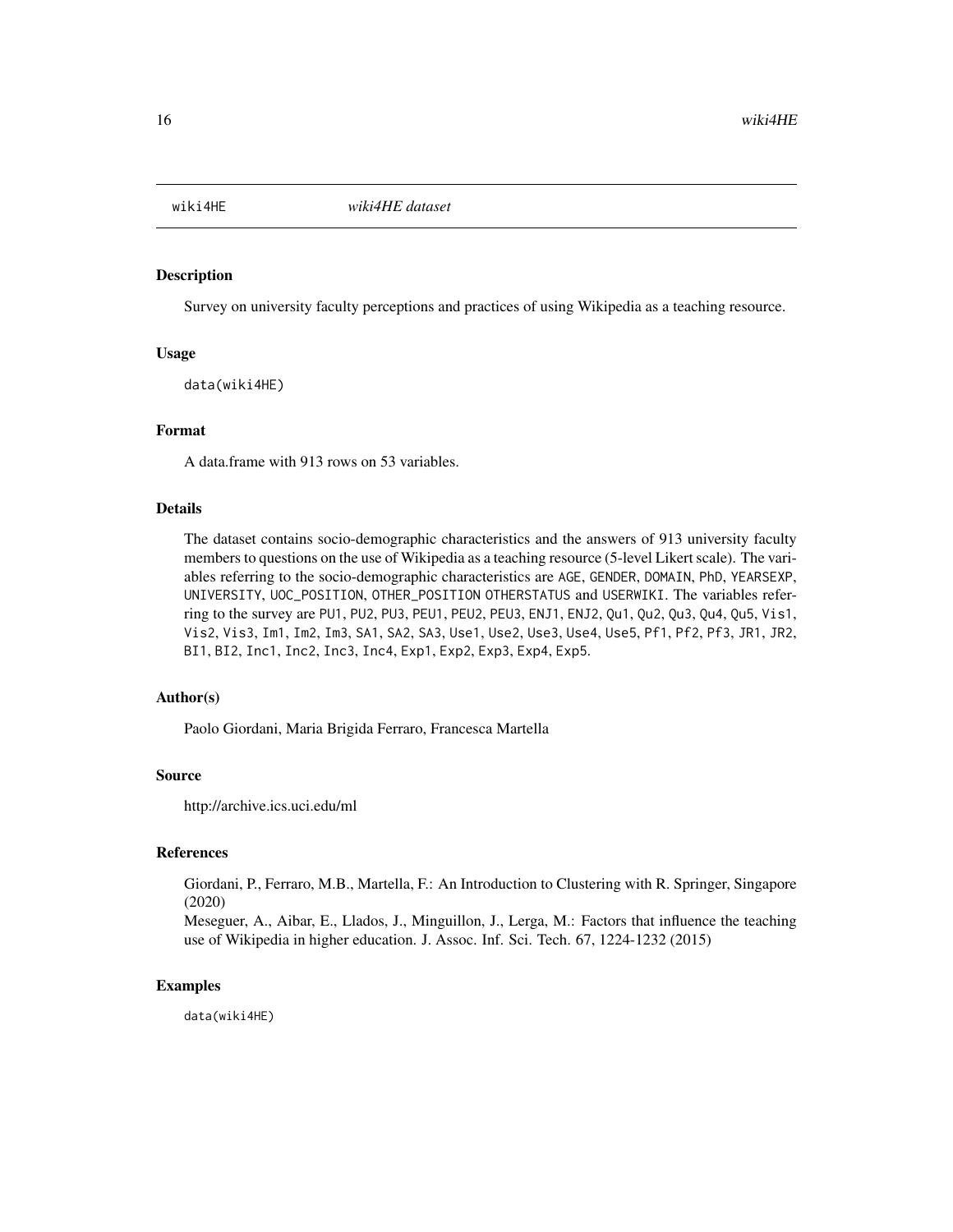wiki4HE *wiki4HE dataset*

## Description

Survey on university faculty perceptions and practices of using Wikipedia as a teaching resource.

## Usage

```
data(wiki4HE)
```

## Format

A data.frame with 913 rows on 53 variables.

## Details

The dataset contains socio-demographic characteristics and the answers of 913 university faculty members to questions on the use of Wikipedia as a teaching resource (5-level Likert scale). The variables referring to the socio-demographic characteristics are AGE, GENDER, DOMAIN, PhD, YEARSEXP, UNIVERSITY, UOC_POSITION, OTHER_POSITION OTHERSTATUS and USERWIKI. The variables referring to the survey are PU1, PU2, PU3, PEU1, PEU2, PEU3, ENJ1, ENJ2, Qu1, Qu2, Qu3, Qu4, Qu5, Vis1, Vis2, Vis3, Im1, Im2, Im3, SA1, SA2, SA3, Use1, Use2, Use3, Use4, Use5, Pf1, Pf2, Pf3, JR1, JR2, BI1, BI2, Inc1, Inc2, Inc3, Inc4, Exp1, Exp2, Exp3, Exp4, Exp5.

## Author(s)

Paolo Giordani, Maria Brigida Ferraro, Francesca Martella

## Source

http://archive.ics.uci.edu/ml

## References

Giordani, P., Ferraro, M.B., Martella, F.: An Introduction to Clustering with R. Springer, Singapore (2020)

Meseguer, A., Aibar, E., Llados, J., Minguillon, J., Lerga, M.: Factors that influence the teaching use of Wikipedia in higher education. J. Assoc. Inf. Sci. Tech. 67, 1224-1232 (2015)

## Examples

```
data(wiki4HE)
```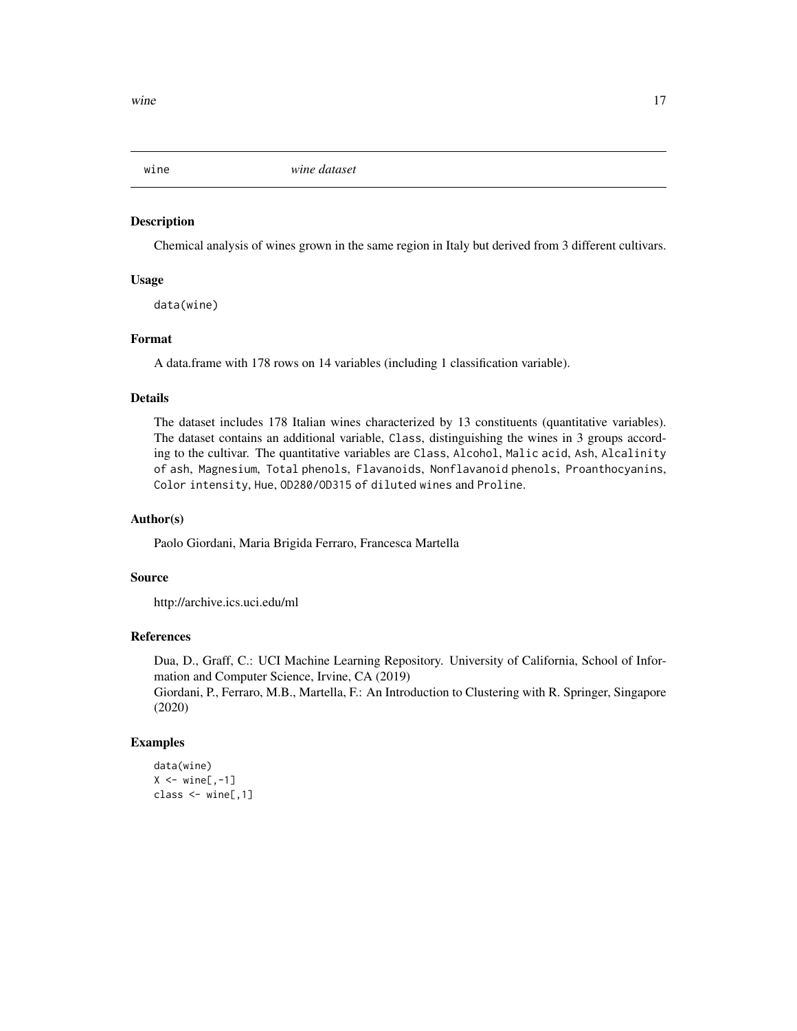wine *wine dataset*

## Description

Chemical analysis of wines grown in the same region in Italy but derived from 3 different cultivars.

## Usage

```
data(wine)
```

## Format

A data.frame with 178 rows on 14 variables (including 1 classification variable).

## Details

The dataset includes 178 Italian wines characterized by 13 constituents (quantitative variables). The dataset contains an additional variable, `Class`, distinguishing the wines in 3 groups according to the cultivar. The quantitative variables are `Class`, `Alcohol`, `Malic acid`, `Ash`, `Alcalinity of ash`, `Magnesium`, `Total phenols`, `Flavanoids`, `Nonflavanoid phenols`, `Proanthocyanins`, `Color intensity`, `Hue`, `OD280/OD315 of diluted wines` and `Proline`.

## Author(s)

Paolo Giordani, Maria Brigida Ferraro, Francesca Martella

## Source

http://archive.ics.uci.edu/ml

## References

Dua, D., Graff, C.: UCI Machine Learning Repository. University of California, School of Information and Computer Science, Irvine, CA (2019)
Giordani, P., Ferraro, M.B., Martella, F.: An Introduction to Clustering with R. Springer, Singapore (2020)

## Examples

```
data(wine)
X <- wine[,-1]
class <- wine[,1]
```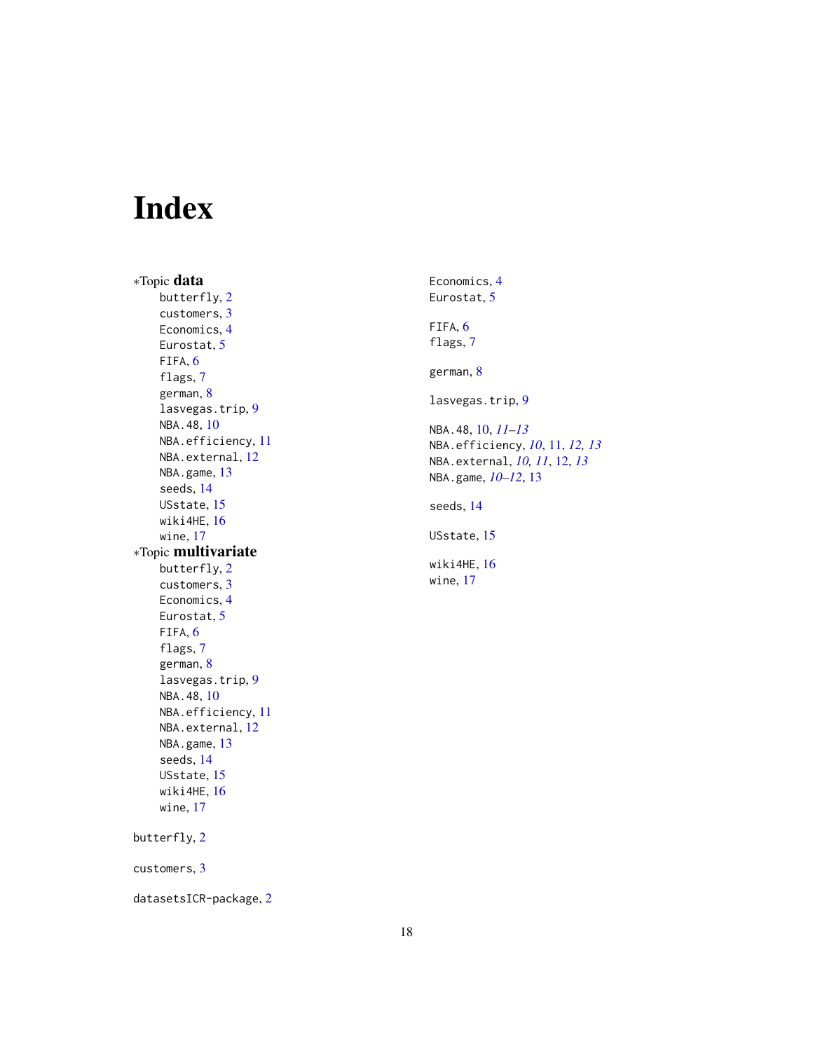# Index

∗Topic **data**

- butterfly, 2
- customers, 3
- Economics, 4
- Eurostat, 5
- FIFA, 6
- flags, 7
- german, 8
- lasvegas.trip, 9
- NBA.48, 10
- NBA.efficiency, 11
- NBA.external, 12
- NBA.game, 13
- seeds, 14
- USstate, 15
- wiki4HE, 16
- wine, 17

∗Topic **multivariate**

- butterfly, 2
- customers, 3
- Economics, 4
- Eurostat, 5
- FIFA, 6
- flags, 7
- german, 8
- lasvegas.trip, 9
- NBA.48, 10
- NBA.efficiency, 11
- NBA.external, 12
- NBA.game, 13
- seeds, 14
- USstate, 15
- wiki4HE, 16
- wine, 17

butterfly, 2

customers, 3

datasetsICR-package, 2

Economics, 4
Eurostat, 5

FIFA, 6
flags, 7

german, 8

lasvegas.trip, 9

NBA.48, 10, *11–13*
NBA.efficiency, *10*, 11, *12, 13*
NBA.external, *10, 11*, 12, *13*
NBA.game, *10–12*, 13

seeds, 14

USstate, 15

wiki4HE, 16
wine, 17